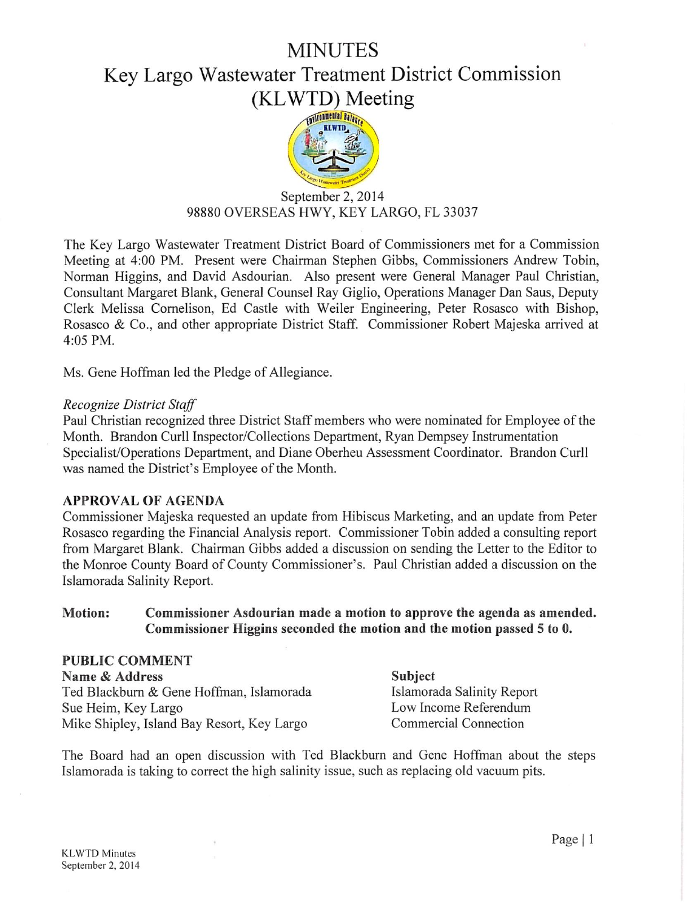# MINUTES

# Key Largo Wastewater Treatment District Commission (KLWTD) Meeting

September 2, 2014
98880 OVERSEAS HWY, KEY LARGO, FL 33037

The Key Largo Wastewater Treatment District Board of Commissioners met for a Commission Meeting at 4:00 PM. Present were Chairman Stephen Gibbs, Commissioners Andrew Tobin, Norman Higgins, and David Asdourian. Also present were General Manager Paul Christian, Consultant Margaret Blank, General Counsel Ray Giglio, Operations Manager Dan Saus, Deputy Clerk Melissa Cornelison, Ed Castle with Weiler Engineering, Peter Rosasco with Bishop, Rosasco & Co., and other appropriate District Staff. Commissioner Robert Majeska arrived at 4:05 PM.

Ms. Gene Hoffman led the Pledge of Allegiance.

*Recognize District Staff*

Paul Christian recognized three District Staff members who were nominated for Employee of the Month. Brandon Curll Inspector/Collections Department, Ryan Dempsey Instrumentation Specialist/Operations Department, and Diane Oberheu Assessment Coordinator. Brandon Curll was named the District's Employee of the Month.

### APPROVAL OF AGENDA

Commissioner Majeska requested an update from Hibiscus Marketing, and an update from Peter Rosasco regarding the Financial Analysis report. Commissioner Tobin added a consulting report from Margaret Blank. Chairman Gibbs added a discussion on sending the Letter to the Editor to the Monroe County Board of County Commissioner's. Paul Christian added a discussion on the Islamorada Salinity Report.

**Motion:** **Commissioner Asdourian made a motion to approve the agenda as amended. Commissioner Higgins seconded the motion and the motion passed 5 to 0.**

### PUBLIC COMMENT

| Name & Address | Subject |
|---|---|
| Ted Blackburn & Gene Hoffman, Islamorada | Islamorada Salinity Report |
| Sue Heim, Key Largo | Low Income Referendum |
| Mike Shipley, Island Bay Resort, Key Largo | Commercial Connection |

The Board had an open discussion with Ted Blackburn and Gene Hoffman about the steps Islamorada is taking to correct the high salinity issue, such as replacing old vacuum pits.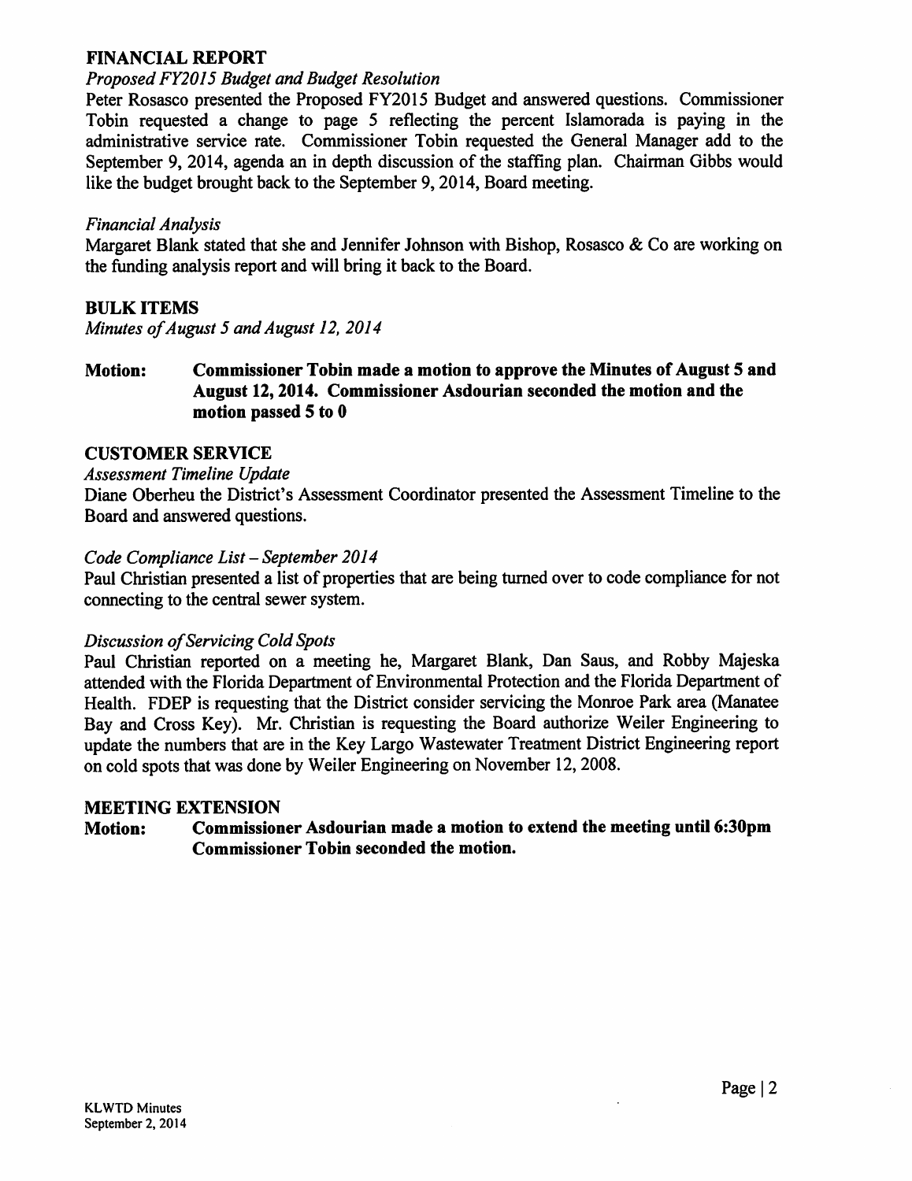## FINANCIAL REPORT

*Proposed FY2015 Budget and Budget Resolution*

Peter Rosasco presented the Proposed FY2015 Budget and answered questions. Commissioner Tobin requested a change to page 5 reflecting the percent Islamorada is paying in the administrative service rate. Commissioner Tobin requested the General Manager add to the September 9, 2014, agenda an in depth discussion of the staffing plan. Chairman Gibbs would like the budget brought back to the September 9, 2014, Board meeting.

*Financial Analysis*

Margaret Blank stated that she and Jennifer Johnson with Bishop, Rosasco & Co are working on the funding analysis report and will bring it back to the Board.

## BULK ITEMS

*Minutes of August 5 and August 12, 2014*

**Motion: Commissioner Tobin made a motion to approve the Minutes of August 5 and August 12, 2014. Commissioner Asdourian seconded the motion and the motion passed 5 to 0**

## CUSTOMER SERVICE

*Assessment Timeline Update*

Diane Oberheu the District's Assessment Coordinator presented the Assessment Timeline to the Board and answered questions.

*Code Compliance List – September 2014*

Paul Christian presented a list of properties that are being turned over to code compliance for not connecting to the central sewer system.

*Discussion of Servicing Cold Spots*

Paul Christian reported on a meeting he, Margaret Blank, Dan Saus, and Robby Majeska attended with the Florida Department of Environmental Protection and the Florida Department of Health. FDEP is requesting that the District consider servicing the Monroe Park area (Manatee Bay and Cross Key). Mr. Christian is requesting the Board authorize Weiler Engineering to update the numbers that are in the Key Largo Wastewater Treatment District Engineering report on cold spots that was done by Weiler Engineering on November 12, 2008.

## MEETING EXTENSION

**Motion: Commissioner Asdourian made a motion to extend the meeting until 6:30pm Commissioner Tobin seconded the motion.**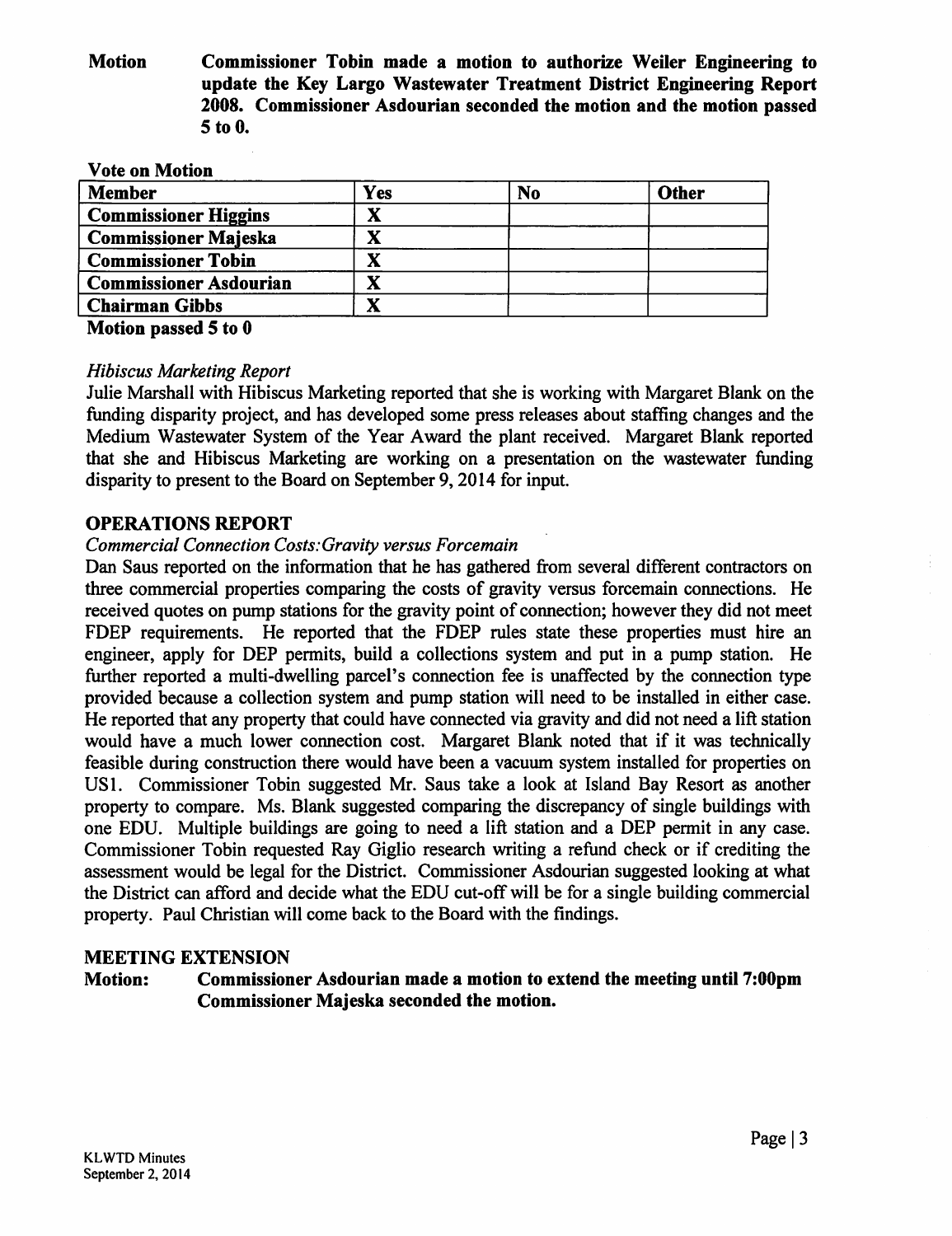**Motion** **Commissioner Tobin made a motion to authorize Weiler Engineering to update the Key Largo Wastewater Treatment District Engineering Report 2008. Commissioner Asdourian seconded the motion and the motion passed 5 to 0.**

**Vote on Motion**

| Member | Yes | No | Other |
|---|---|---|---|
| **Commissioner Higgins** | X | | |
| **Commissioner Majeska** | X | | |
| **Commissioner Tobin** | X | | |
| **Commissioner Asdourian** | X | | |
| **Chairman Gibbs** | X | | |

**Motion passed 5 to 0**

*Hibiscus Marketing Report*

Julie Marshall with Hibiscus Marketing reported that she is working with Margaret Blank on the funding disparity project, and has developed some press releases about staffing changes and the Medium Wastewater System of the Year Award the plant received. Margaret Blank reported that she and Hibiscus Marketing are working on a presentation on the wastewater funding disparity to present to the Board on September 9, 2014 for input.

## OPERATIONS REPORT

*Commercial Connection Costs: Gravity versus Forcemain*

Dan Saus reported on the information that he has gathered from several different contractors on three commercial properties comparing the costs of gravity versus forcemain connections. He received quotes on pump stations for the gravity point of connection; however they did not meet FDEP requirements. He reported that the FDEP rules state these properties must hire an engineer, apply for DEP permits, build a collections system and put in a pump station. He further reported a multi-dwelling parcel's connection fee is unaffected by the connection type provided because a collection system and pump station will need to be installed in either case. He reported that any property that could have connected via gravity and did not need a lift station would have a much lower connection cost. Margaret Blank noted that if it was technically feasible during construction there would have been a vacuum system installed for properties on US1. Commissioner Tobin suggested Mr. Saus take a look at Island Bay Resort as another property to compare. Ms. Blank suggested comparing the discrepancy of single buildings with one EDU. Multiple buildings are going to need a lift station and a DEP permit in any case. Commissioner Tobin requested Ray Giglio research writing a refund check or if crediting the assessment would be legal for the District. Commissioner Asdourian suggested looking at what the District can afford and decide what the EDU cut-off will be for a single building commercial property. Paul Christian will come back to the Board with the findings.

## MEETING EXTENSION

**Motion:** **Commissioner Asdourian made a motion to extend the meeting until 7:00pm Commissioner Majeska seconded the motion.**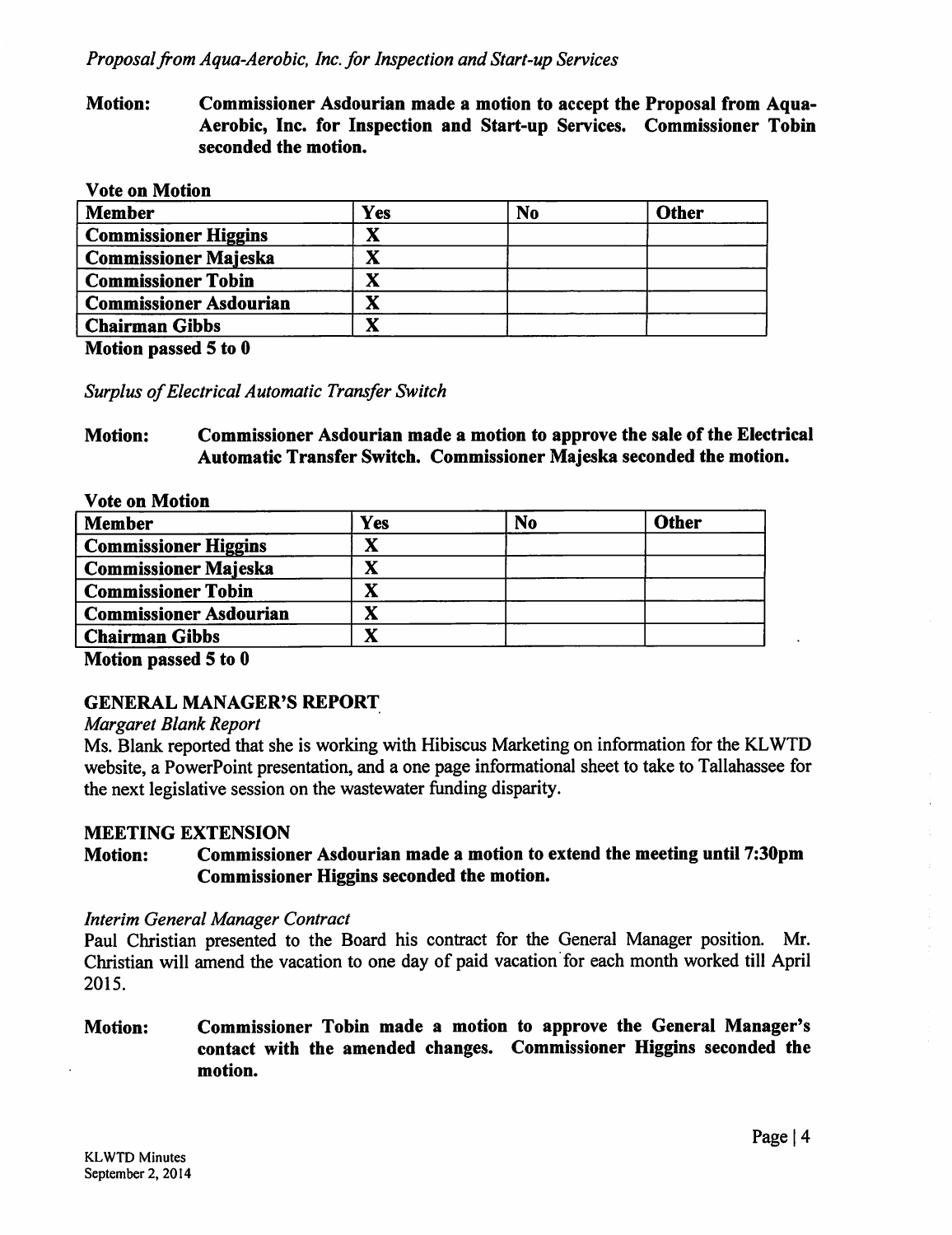*Proposal from Aqua-Aerobic, Inc. for Inspection and Start-up Services*

**Motion:** **Commissioner Asdourian made a motion to accept the Proposal from Aqua-Aerobic, Inc. for Inspection and Start-up Services. Commissioner Tobin seconded the motion.**

**Vote on Motion**

| Member | Yes | No | Other |
|---|---|---|---|
| Commissioner Higgins | X | | |
| Commissioner Majeska | X | | |
| Commissioner Tobin | X | | |
| Commissioner Asdourian | X | | |
| Chairman Gibbs | X | | |

**Motion passed 5 to 0**

*Surplus of Electrical Automatic Transfer Switch*

**Motion:** **Commissioner Asdourian made a motion to approve the sale of the Electrical Automatic Transfer Switch. Commissioner Majeska seconded the motion.**

**Vote on Motion**

| Member | Yes | No | Other |
|---|---|---|---|
| Commissioner Higgins | X | | |
| Commissioner Majeska | X | | |
| Commissioner Tobin | X | | |
| Commissioner Asdourian | X | | |
| Chairman Gibbs | X | | |

**Motion passed 5 to 0**

## GENERAL MANAGER'S REPORT

*Margaret Blank Report*

Ms. Blank reported that she is working with Hibiscus Marketing on information for the KLWTD website, a PowerPoint presentation, and a one page informational sheet to take to Tallahassee for the next legislative session on the wastewater funding disparity.

## MEETING EXTENSION

**Motion:** **Commissioner Asdourian made a motion to extend the meeting until 7:30pm Commissioner Higgins seconded the motion.**

*Interim General Manager Contract*

Paul Christian presented to the Board his contract for the General Manager position. Mr. Christian will amend the vacation to one day of paid vacation for each month worked till April 2015.

**Motion:** **Commissioner Tobin made a motion to approve the General Manager's contact with the amended changes. Commissioner Higgins seconded the motion.**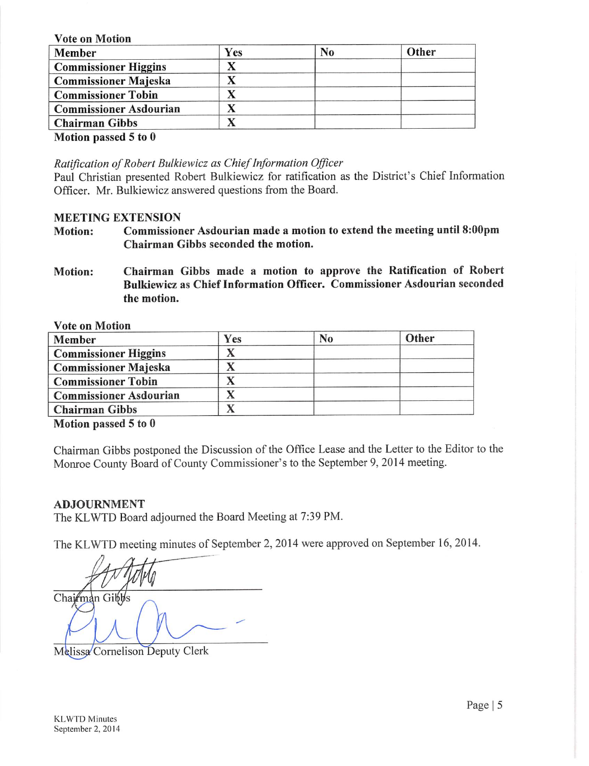**Vote on Motion**

| Member | Yes | No | Other |
|---|---|---|---|
| Commissioner Higgins | X | | |
| Commissioner Majeska | X | | |
| Commissioner Tobin | X | | |
| Commissioner Asdourian | X | | |
| Chairman Gibbs | X | | |

**Motion passed 5 to 0**

*Ratification of Robert Bulkiewicz as Chief Information Officer*

Paul Christian presented Robert Bulkiewicz for ratification as the District's Chief Information Officer. Mr. Bulkiewicz answered questions from the Board.

**MEETING EXTENSION**

**Motion:** **Commissioner Asdourian made a motion to extend the meeting until 8:00pm Chairman Gibbs seconded the motion.**

**Motion:** **Chairman Gibbs made a motion to approve the Ratification of Robert Bulkiewicz as Chief Information Officer. Commissioner Asdourian seconded the motion.**

**Vote on Motion**

| Member | Yes | No | Other |
|---|---|---|---|
| Commissioner Higgins | X | | |
| Commissioner Majeska | X | | |
| Commissioner Tobin | X | | |
| Commissioner Asdourian | X | | |
| Chairman Gibbs | X | | |

**Motion passed 5 to 0**

Chairman Gibbs postponed the Discussion of the Office Lease and the Letter to the Editor to the Monroe County Board of County Commissioner's to the September 9, 2014 meeting.

**ADJOURNMENT**

The KLWTD Board adjourned the Board Meeting at 7:39 PM.

The KLWTD meeting minutes of September 2, 2014 were approved on September 16, 2014.

Chairman Gibbs

Melissa Cornelison Deputy Clerk

KLWTD Minutes
September 2, 2014